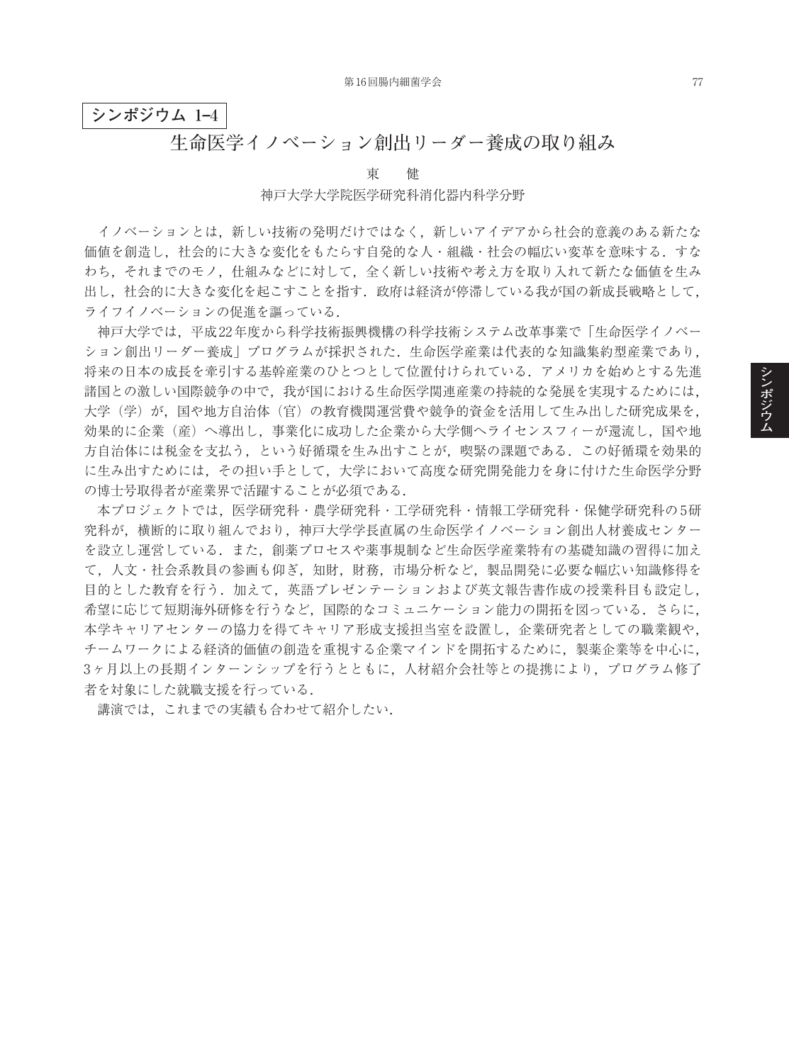**シンポジウム 1–4**

# 生命医学イノベーション創出リーダー養成の取り組み

東　　健

神戸大学大学院医学研究科消化器内科学分野

イノベーションとは，新しい技術の発明だけではなく，新しいアイデアから社会的意義のある新たな価値を創造し，社会的に大きな変化をもたらす自発的な人・組織・社会の幅広い変革を意味する．すなわち，それまでのモノ，仕組みなどに対して，全く新しい技術や考え方を取り入れて新たな価値を生み出し，社会的に大きな変化を起こすことを指す．政府は経済が停滞している我が国の新成長戦略として，ライフイノベーションの促進を謳っている．

神戸大学では，平成22年度から科学技術振興機構の科学技術システム改革事業で「生命医学イノベーション創出リーダー養成」プログラムが採択された．生命医学産業は代表的な知識集約型産業であり，将来の日本の成長を牽引する基幹産業のひとつとして位置付けられている．アメリカを始めとする先進諸国との激しい国際競争の中で，我が国における生命医学関連産業の持続的な発展を実現するためには，大学（学）が，国や地方自治体（官）の教育機関運営費や競争的資金を活用して生み出した研究成果を，効果的に企業（産）へ導出し，事業化に成功した企業から大学側へライセンスフィーが還流し，国や地方自治体には税金を支払う，という好循環を生み出すことが，喫緊の課題である．この好循環を効果的に生み出すためには，その担い手として，大学において高度な研究開発能力を身に付けた生命医学分野の博士号取得者が産業界で活躍することが必須である．

本プロジェクトでは，医学研究科・農学研究科・工学研究科・情報工学研究科・保健学研究科の5研究科が，横断的に取り組んでおり，神戸大学学長直属の生命医学イノベーション創出人材養成センターを設立し運営している．また，創薬プロセスや薬事規制など生命医学産業特有の基礎知識の習得に加えて，人文・社会系教員の参画も仰ぎ，知財，財務，市場分析など，製品開発に必要な幅広い知識修得を目的とした教育を行う．加えて，英語プレゼンテーションおよび英文報告書作成の授業科目も設定し，希望に応じて短期海外研修を行うなど，国際的なコミュニケーション能力の開拓を図っている．さらに，本学キャリアセンターの協力を得てキャリア形成支援担当室を設置し，企業研究者としての職業観や，チームワークによる経済的価値の創造を重視する企業マインドを開拓するために，製薬企業等を中心に，3ヶ月以上の長期インターンシップを行うとともに，人材紹介会社等との提携により，プログラム修了者を対象にした就職支援を行っている．

講演では，これまでの実績も合わせて紹介したい．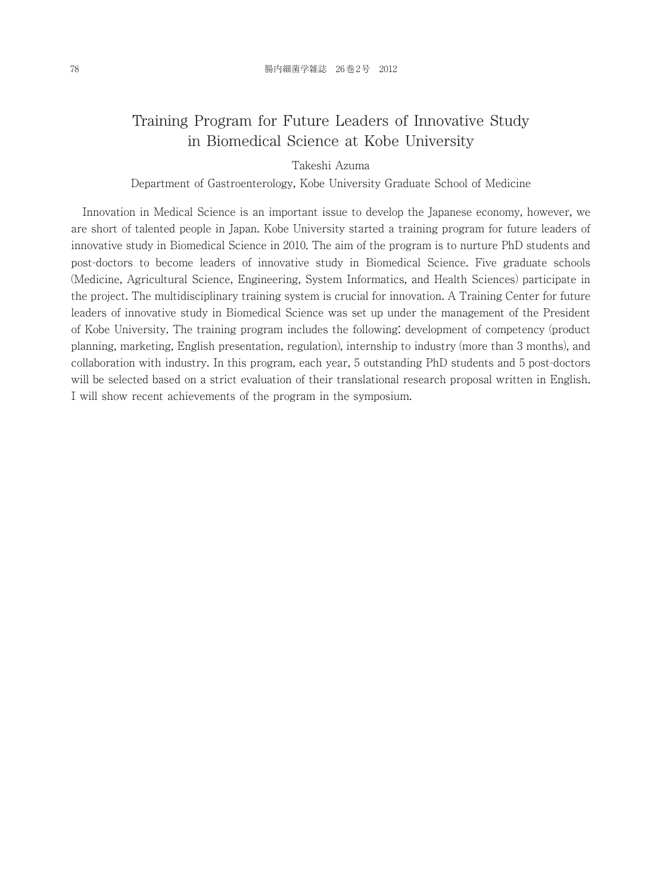# Training Program for Future Leaders of Innovative Study in Biomedical Science at Kobe University

Takeshi Azuma

Department of Gastroenterology, Kobe University Graduate School of Medicine

Innovation in Medical Science is an important issue to develop the Japanese economy, however, we are short of talented people in Japan. Kobe University started a training program for future leaders of innovative study in Biomedical Science in 2010. The aim of the program is to nurture PhD students and post-doctors to become leaders of innovative study in Biomedical Science. Five graduate schools (Medicine, Agricultural Science, Engineering, System Informatics, and Health Sciences) participate in the project. The multidisciplinary training system is crucial for innovation. A Training Center for future leaders of innovative study in Biomedical Science was set up under the management of the President of Kobe University. The training program includes the following: development of competency (product planning, marketing, English presentation, regulation), internship to industry (more than 3 months), and collaboration with industry. In this program, each year, 5 outstanding PhD students and 5 post-doctors will be selected based on a strict evaluation of their translational research proposal written in English. I will show recent achievements of the program in the symposium.